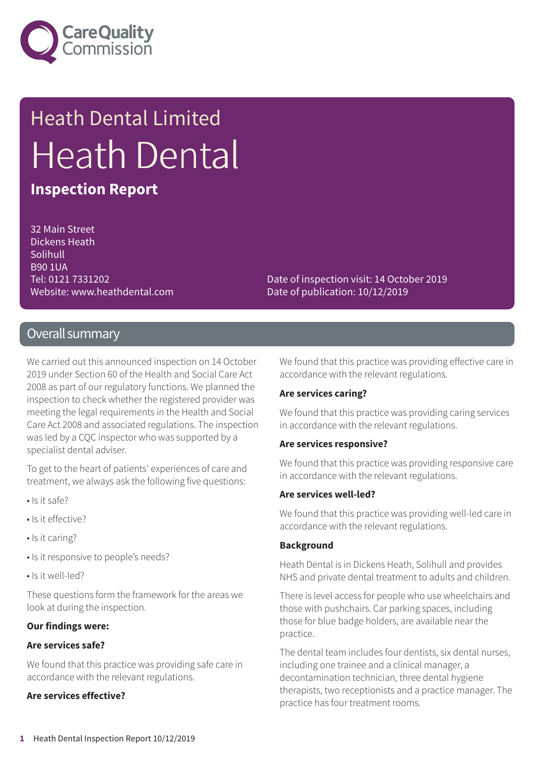# Heath Dental Limited

# Heath Dental

## Inspection Report

32 Main Street
Dickens Heath
Solihull
B90 1UA
Tel: 0121 7331202
Website: www.heathdental.com

Date of inspection visit: 14 October 2019
Date of publication: 10/12/2019

## Overall summary

We carried out this announced inspection on 14 October 2019 under Section 60 of the Health and Social Care Act 2008 as part of our regulatory functions. We planned the inspection to check whether the registered provider was meeting the legal requirements in the Health and Social Care Act 2008 and associated regulations. The inspection was led by a CQC inspector who was supported by a specialist dental adviser.

To get to the heart of patients' experiences of care and treatment, we always ask the following five questions:

- Is it safe?
- Is it effective?
- Is it caring?
- Is it responsive to people's needs?
- Is it well-led?

These questions form the framework for the areas we look at during the inspection.

**Our findings were:**

**Are services safe?**

We found that this practice was providing safe care in accordance with the relevant regulations.

**Are services effective?**

We found that this practice was providing effective care in accordance with the relevant regulations.

**Are services caring?**

We found that this practice was providing caring services in accordance with the relevant regulations.

**Are services responsive?**

We found that this practice was providing responsive care in accordance with the relevant regulations.

**Are services well-led?**

We found that this practice was providing well-led care in accordance with the relevant regulations.

**Background**

Heath Dental is in Dickens Heath, Solihull and provides NHS and private dental treatment to adults and children.

There is level access for people who use wheelchairs and those with pushchairs. Car parking spaces, including those for blue badge holders, are available near the practice.

The dental team includes four dentists, six dental nurses, including one trainee and a clinical manager, a decontamination technician, three dental hygiene therapists, two receptionists and a practice manager. The practice has four treatment rooms.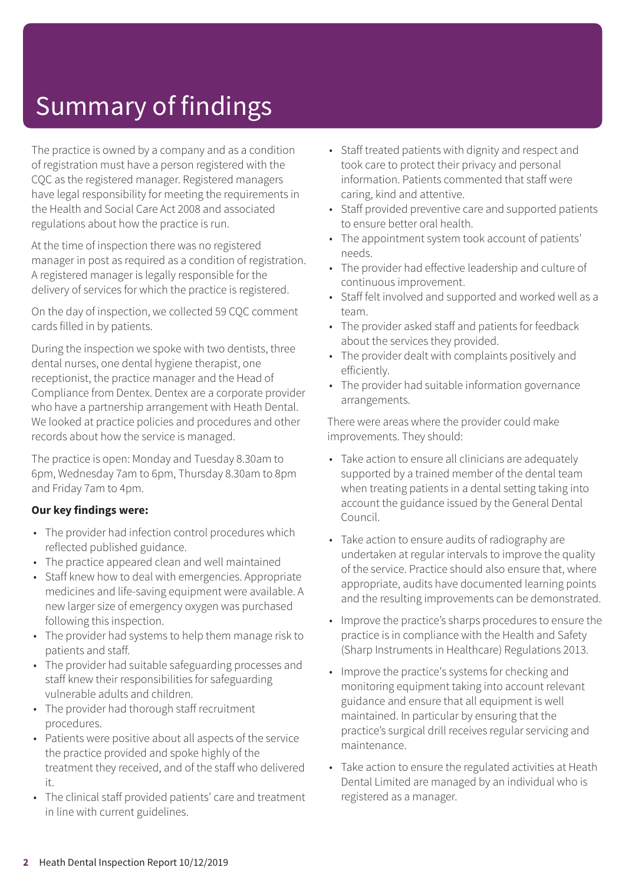# Summary of findings

The practice is owned by a company and as a condition of registration must have a person registered with the CQC as the registered manager. Registered managers have legal responsibility for meeting the requirements in the Health and Social Care Act 2008 and associated regulations about how the practice is run.

At the time of inspection there was no registered manager in post as required as a condition of registration. A registered manager is legally responsible for the delivery of services for which the practice is registered.

On the day of inspection, we collected 59 CQC comment cards filled in by patients.

During the inspection we spoke with two dentists, three dental nurses, one dental hygiene therapist, one receptionist, the practice manager and the Head of Compliance from Dentex. Dentex are a corporate provider who have a partnership arrangement with Heath Dental. We looked at practice policies and procedures and other records about how the service is managed.

The practice is open: Monday and Tuesday 8.30am to 6pm, Wednesday 7am to 6pm, Thursday 8.30am to 8pm and Friday 7am to 4pm.

**Our key findings were:**

- The provider had infection control procedures which reflected published guidance.
- The practice appeared clean and well maintained
- Staff knew how to deal with emergencies. Appropriate medicines and life-saving equipment were available. A new larger size of emergency oxygen was purchased following this inspection.
- The provider had systems to help them manage risk to patients and staff.
- The provider had suitable safeguarding processes and staff knew their responsibilities for safeguarding vulnerable adults and children.
- The provider had thorough staff recruitment procedures.
- Patients were positive about all aspects of the service the practice provided and spoke highly of the treatment they received, and of the staff who delivered it.
- The clinical staff provided patients' care and treatment in line with current guidelines.
- Staff treated patients with dignity and respect and took care to protect their privacy and personal information. Patients commented that staff were caring, kind and attentive.
- Staff provided preventive care and supported patients to ensure better oral health.
- The appointment system took account of patients' needs.
- The provider had effective leadership and culture of continuous improvement.
- Staff felt involved and supported and worked well as a team.
- The provider asked staff and patients for feedback about the services they provided.
- The provider dealt with complaints positively and efficiently.
- The provider had suitable information governance arrangements.

There were areas where the provider could make improvements. They should:

- Take action to ensure all clinicians are adequately supported by a trained member of the dental team when treating patients in a dental setting taking into account the guidance issued by the General Dental Council.
- Take action to ensure audits of radiography are undertaken at regular intervals to improve the quality of the service. Practice should also ensure that, where appropriate, audits have documented learning points and the resulting improvements can be demonstrated.
- Improve the practice's sharps procedures to ensure the practice is in compliance with the Health and Safety (Sharp Instruments in Healthcare) Regulations 2013.
- Improve the practice's systems for checking and monitoring equipment taking into account relevant guidance and ensure that all equipment is well maintained. In particular by ensuring that the practice's surgical drill receives regular servicing and maintenance.
- Take action to ensure the regulated activities at Heath Dental Limited are managed by an individual who is registered as a manager.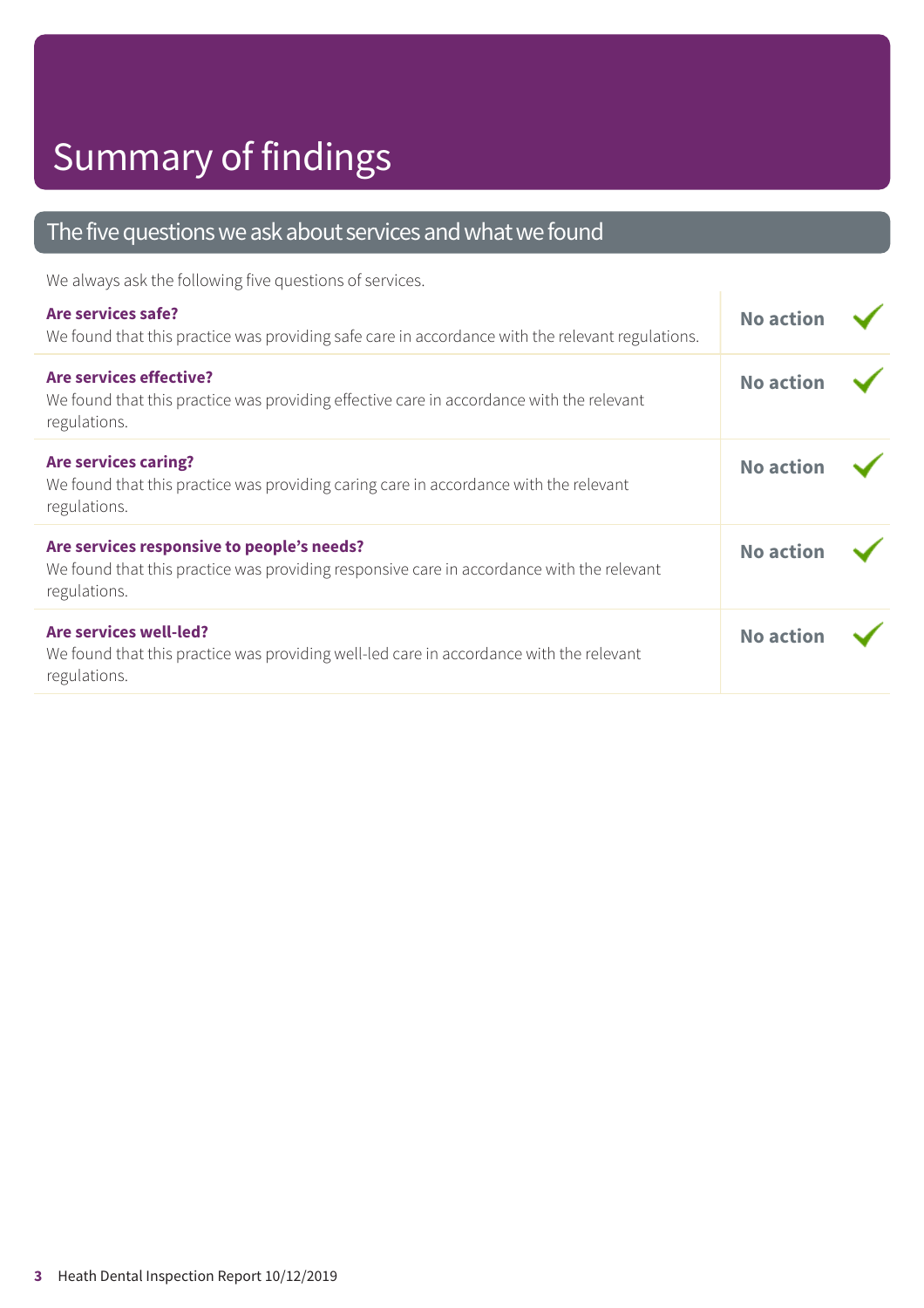# Summary of findings

## The five questions we ask about services and what we found

We always ask the following five questions of services.

| | |
|---|---|
| **Are services safe?**<br>We found that this practice was providing safe care in accordance with the relevant regulations. | **No action** ✓ |
| **Are services effective?**<br>We found that this practice was providing effective care in accordance with the relevant regulations. | **No action** ✓ |
| **Are services caring?**<br>We found that this practice was providing caring care in accordance with the relevant regulations. | **No action** ✓ |
| **Are services responsive to people's needs?**<br>We found that this practice was providing responsive care in accordance with the relevant regulations. | **No action** ✓ |
| **Are services well-led?**<br>We found that this practice was providing well-led care in accordance with the relevant regulations. | **No action** ✓ |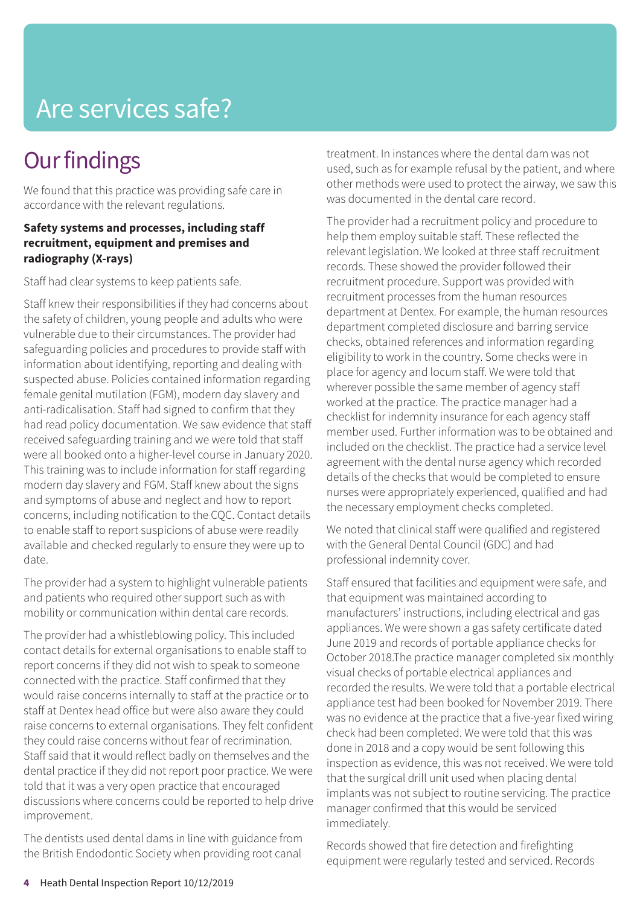# Are services safe?

## Our findings

We found that this practice was providing safe care in accordance with the relevant regulations.

**Safety systems and processes, including staff recruitment, equipment and premises and radiography (X-rays)**

Staff had clear systems to keep patients safe.

Staff knew their responsibilities if they had concerns about the safety of children, young people and adults who were vulnerable due to their circumstances. The provider had safeguarding policies and procedures to provide staff with information about identifying, reporting and dealing with suspected abuse. Policies contained information regarding female genital mutilation (FGM), modern day slavery and anti-radicalisation. Staff had signed to confirm that they had read policy documentation. We saw evidence that staff received safeguarding training and we were told that staff were all booked onto a higher-level course in January 2020. This training was to include information for staff regarding modern day slavery and FGM. Staff knew about the signs and symptoms of abuse and neglect and how to report concerns, including notification to the CQC. Contact details to enable staff to report suspicions of abuse were readily available and checked regularly to ensure they were up to date.

The provider had a system to highlight vulnerable patients and patients who required other support such as with mobility or communication within dental care records.

The provider had a whistleblowing policy. This included contact details for external organisations to enable staff to report concerns if they did not wish to speak to someone connected with the practice. Staff confirmed that they would raise concerns internally to staff at the practice or to staff at Dentex head office but were also aware they could raise concerns to external organisations. They felt confident they could raise concerns without fear of recrimination. Staff said that it would reflect badly on themselves and the dental practice if they did not report poor practice. We were told that it was a very open practice that encouraged discussions where concerns could be reported to help drive improvement.

The dentists used dental dams in line with guidance from the British Endodontic Society when providing root canal treatment. In instances where the dental dam was not used, such as for example refusal by the patient, and where other methods were used to protect the airway, we saw this was documented in the dental care record.

The provider had a recruitment policy and procedure to help them employ suitable staff. These reflected the relevant legislation. We looked at three staff recruitment records. These showed the provider followed their recruitment procedure. Support was provided with recruitment processes from the human resources department at Dentex. For example, the human resources department completed disclosure and barring service checks, obtained references and information regarding eligibility to work in the country. Some checks were in place for agency and locum staff. We were told that wherever possible the same member of agency staff worked at the practice. The practice manager had a checklist for indemnity insurance for each agency staff member used. Further information was to be obtained and included on the checklist. The practice had a service level agreement with the dental nurse agency which recorded details of the checks that would be completed to ensure nurses were appropriately experienced, qualified and had the necessary employment checks completed.

We noted that clinical staff were qualified and registered with the General Dental Council (GDC) and had professional indemnity cover.

Staff ensured that facilities and equipment were safe, and that equipment was maintained according to manufacturers' instructions, including electrical and gas appliances. We were shown a gas safety certificate dated June 2019 and records of portable appliance checks for October 2018.The practice manager completed six monthly visual checks of portable electrical appliances and recorded the results. We were told that a portable electrical appliance test had been booked for November 2019. There was no evidence at the practice that a five-year fixed wiring check had been completed. We were told that this was done in 2018 and a copy would be sent following this inspection as evidence, this was not received. We were told that the surgical drill unit used when placing dental implants was not subject to routine servicing. The practice manager confirmed that this would be serviced immediately.

Records showed that fire detection and firefighting equipment were regularly tested and serviced. Records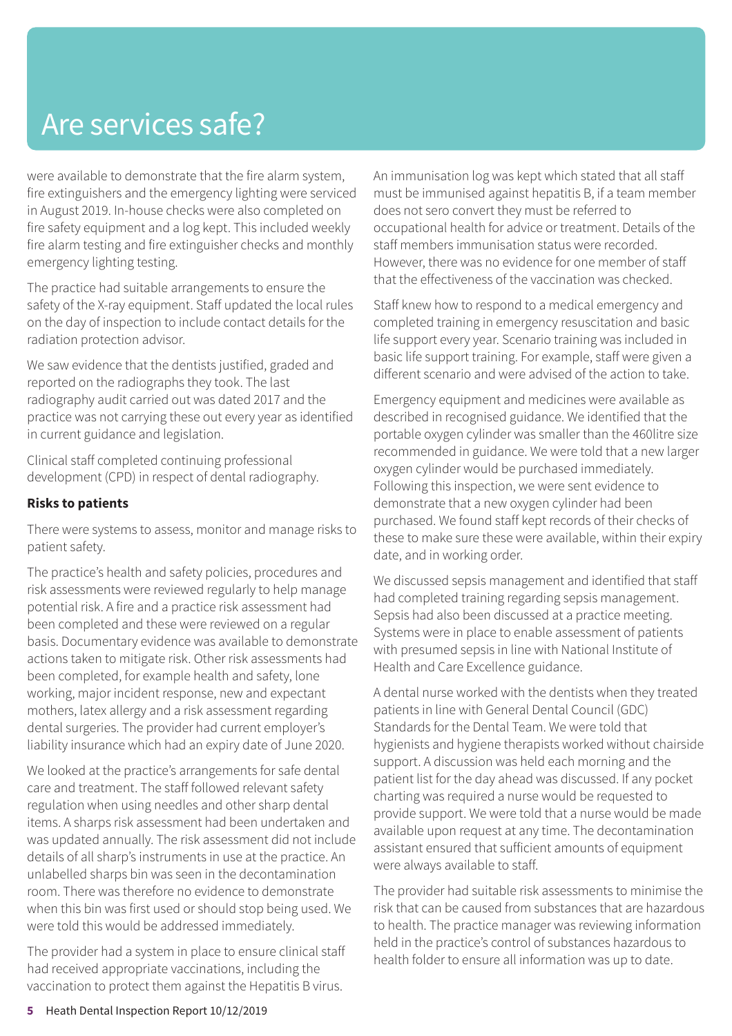# Are services safe?

were available to demonstrate that the fire alarm system, fire extinguishers and the emergency lighting were serviced in August 2019. In-house checks were also completed on fire safety equipment and a log kept. This included weekly fire alarm testing and fire extinguisher checks and monthly emergency lighting testing.

The practice had suitable arrangements to ensure the safety of the X-ray equipment. Staff updated the local rules on the day of inspection to include contact details for the radiation protection advisor.

We saw evidence that the dentists justified, graded and reported on the radiographs they took. The last radiography audit carried out was dated 2017 and the practice was not carrying these out every year as identified in current guidance and legislation.

Clinical staff completed continuing professional development (CPD) in respect of dental radiography.

**Risks to patients**

There were systems to assess, monitor and manage risks to patient safety.

The practice's health and safety policies, procedures and risk assessments were reviewed regularly to help manage potential risk. A fire and a practice risk assessment had been completed and these were reviewed on a regular basis. Documentary evidence was available to demonstrate actions taken to mitigate risk. Other risk assessments had been completed, for example health and safety, lone working, major incident response, new and expectant mothers, latex allergy and a risk assessment regarding dental surgeries. The provider had current employer's liability insurance which had an expiry date of June 2020.

We looked at the practice's arrangements for safe dental care and treatment. The staff followed relevant safety regulation when using needles and other sharp dental items. A sharps risk assessment had been undertaken and was updated annually. The risk assessment did not include details of all sharp's instruments in use at the practice. An unlabelled sharps bin was seen in the decontamination room. There was therefore no evidence to demonstrate when this bin was first used or should stop being used. We were told this would be addressed immediately.

The provider had a system in place to ensure clinical staff had received appropriate vaccinations, including the vaccination to protect them against the Hepatitis B virus.

An immunisation log was kept which stated that all staff must be immunised against hepatitis B, if a team member does not sero convert they must be referred to occupational health for advice or treatment. Details of the staff members immunisation status were recorded. However, there was no evidence for one member of staff that the effectiveness of the vaccination was checked.

Staff knew how to respond to a medical emergency and completed training in emergency resuscitation and basic life support every year. Scenario training was included in basic life support training. For example, staff were given a different scenario and were advised of the action to take.

Emergency equipment and medicines were available as described in recognised guidance. We identified that the portable oxygen cylinder was smaller than the 460litre size recommended in guidance. We were told that a new larger oxygen cylinder would be purchased immediately. Following this inspection, we were sent evidence to demonstrate that a new oxygen cylinder had been purchased. We found staff kept records of their checks of these to make sure these were available, within their expiry date, and in working order.

We discussed sepsis management and identified that staff had completed training regarding sepsis management. Sepsis had also been discussed at a practice meeting. Systems were in place to enable assessment of patients with presumed sepsis in line with National Institute of Health and Care Excellence guidance.

A dental nurse worked with the dentists when they treated patients in line with General Dental Council (GDC) Standards for the Dental Team. We were told that hygienists and hygiene therapists worked without chairside support. A discussion was held each morning and the patient list for the day ahead was discussed. If any pocket charting was required a nurse would be requested to provide support. We were told that a nurse would be made available upon request at any time. The decontamination assistant ensured that sufficient amounts of equipment were always available to staff.

The provider had suitable risk assessments to minimise the risk that can be caused from substances that are hazardous to health. The practice manager was reviewing information held in the practice's control of substances hazardous to health folder to ensure all information was up to date.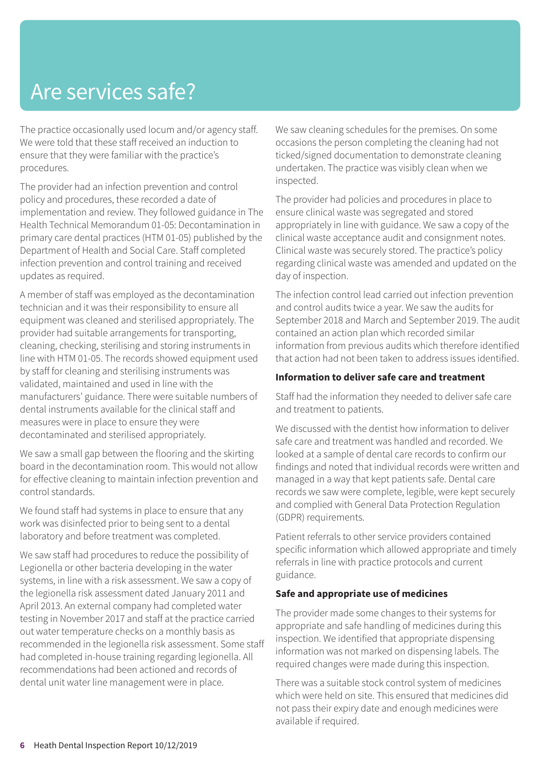# Are services safe?

The practice occasionally used locum and/or agency staff. We were told that these staff received an induction to ensure that they were familiar with the practice's procedures.

The provider had an infection prevention and control policy and procedures, these recorded a date of implementation and review. They followed guidance in The Health Technical Memorandum 01-05: Decontamination in primary care dental practices (HTM 01-05) published by the Department of Health and Social Care. Staff completed infection prevention and control training and received updates as required.

A member of staff was employed as the decontamination technician and it was their responsibility to ensure all equipment was cleaned and sterilised appropriately. The provider had suitable arrangements for transporting, cleaning, checking, sterilising and storing instruments in line with HTM 01-05. The records showed equipment used by staff for cleaning and sterilising instruments was validated, maintained and used in line with the manufacturers' guidance. There were suitable numbers of dental instruments available for the clinical staff and measures were in place to ensure they were decontaminated and sterilised appropriately.

We saw a small gap between the flooring and the skirting board in the decontamination room. This would not allow for effective cleaning to maintain infection prevention and control standards.

We found staff had systems in place to ensure that any work was disinfected prior to being sent to a dental laboratory and before treatment was completed.

We saw staff had procedures to reduce the possibility of Legionella or other bacteria developing in the water systems, in line with a risk assessment. We saw a copy of the legionella risk assessment dated January 2011 and April 2013. An external company had completed water testing in November 2017 and staff at the practice carried out water temperature checks on a monthly basis as recommended in the legionella risk assessment. Some staff had completed in-house training regarding legionella. All recommendations had been actioned and records of dental unit water line management were in place.

We saw cleaning schedules for the premises. On some occasions the person completing the cleaning had not ticked/signed documentation to demonstrate cleaning undertaken. The practice was visibly clean when we inspected.

The provider had policies and procedures in place to ensure clinical waste was segregated and stored appropriately in line with guidance. We saw a copy of the clinical waste acceptance audit and consignment notes. Clinical waste was securely stored. The practice's policy regarding clinical waste was amended and updated on the day of inspection.

The infection control lead carried out infection prevention and control audits twice a year. We saw the audits for September 2018 and March and September 2019. The audit contained an action plan which recorded similar information from previous audits which therefore identified that action had not been taken to address issues identified.

**Information to deliver safe care and treatment**

Staff had the information they needed to deliver safe care and treatment to patients.

We discussed with the dentist how information to deliver safe care and treatment was handled and recorded. We looked at a sample of dental care records to confirm our findings and noted that individual records were written and managed in a way that kept patients safe. Dental care records we saw were complete, legible, were kept securely and complied with General Data Protection Regulation (GDPR) requirements.

Patient referrals to other service providers contained specific information which allowed appropriate and timely referrals in line with practice protocols and current guidance.

**Safe and appropriate use of medicines**

The provider made some changes to their systems for appropriate and safe handling of medicines during this inspection. We identified that appropriate dispensing information was not marked on dispensing labels. The required changes were made during this inspection.

There was a suitable stock control system of medicines which were held on site. This ensured that medicines did not pass their expiry date and enough medicines were available if required.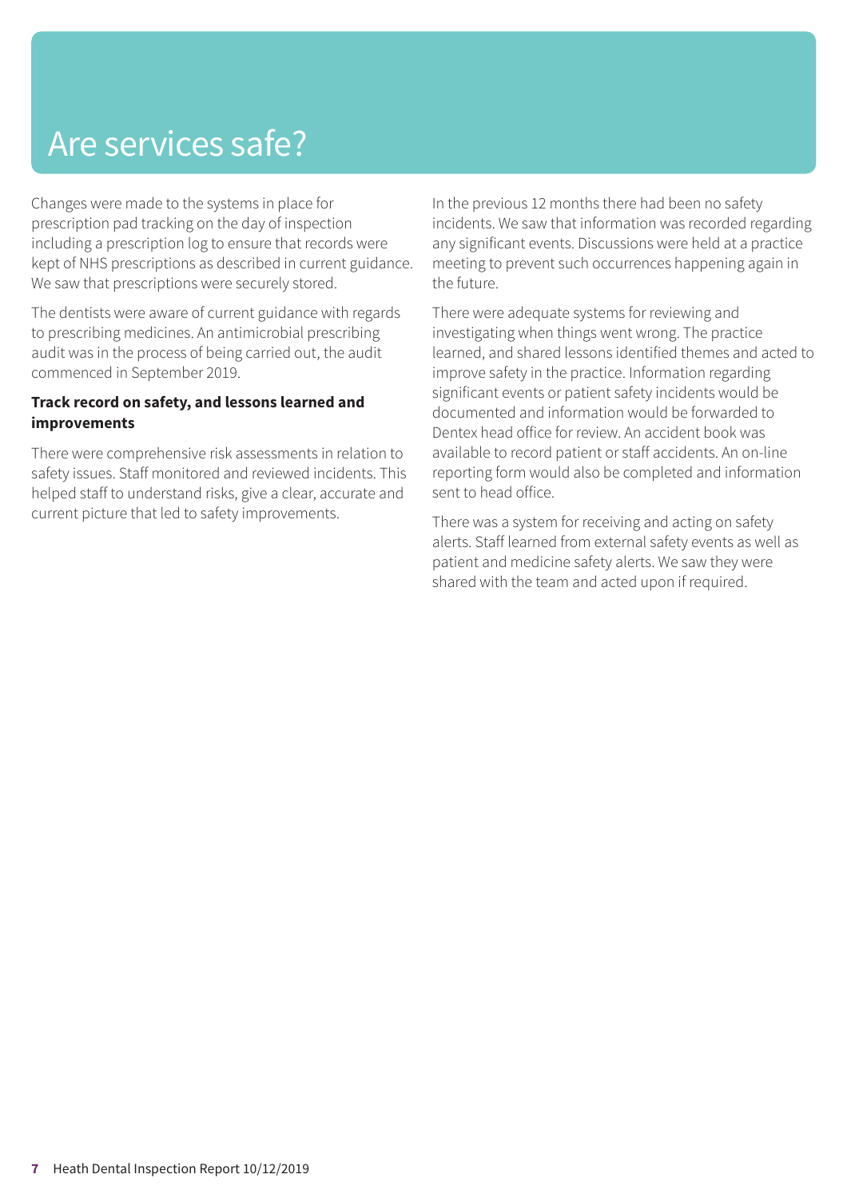# Are services safe?

Changes were made to the systems in place for prescription pad tracking on the day of inspection including a prescription log to ensure that records were kept of NHS prescriptions as described in current guidance. We saw that prescriptions were securely stored.

The dentists were aware of current guidance with regards to prescribing medicines. An antimicrobial prescribing audit was in the process of being carried out, the audit commenced in September 2019.

**Track record on safety, and lessons learned and improvements**

There were comprehensive risk assessments in relation to safety issues. Staff monitored and reviewed incidents. This helped staff to understand risks, give a clear, accurate and current picture that led to safety improvements.

In the previous 12 months there had been no safety incidents. We saw that information was recorded regarding any significant events. Discussions were held at a practice meeting to prevent such occurrences happening again in the future.

There were adequate systems for reviewing and investigating when things went wrong. The practice learned, and shared lessons identified themes and acted to improve safety in the practice. Information regarding significant events or patient safety incidents would be documented and information would be forwarded to Dentex head office for review. An accident book was available to record patient or staff accidents. An on-line reporting form would also be completed and information sent to head office.

There was a system for receiving and acting on safety alerts. Staff learned from external safety events as well as patient and medicine safety alerts. We saw they were shared with the team and acted upon if required.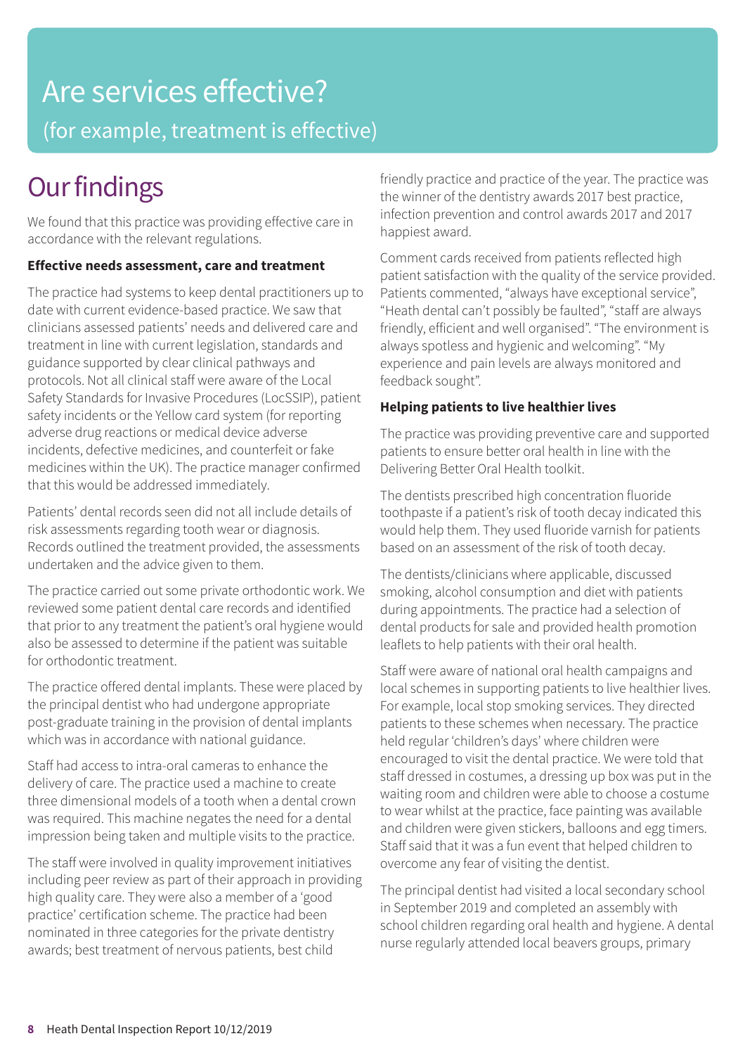# Are services effective?

(for example, treatment is effective)

## Our findings

We found that this practice was providing effective care in accordance with the relevant regulations.

**Effective needs assessment, care and treatment**

The practice had systems to keep dental practitioners up to date with current evidence-based practice. We saw that clinicians assessed patients' needs and delivered care and treatment in line with current legislation, standards and guidance supported by clear clinical pathways and protocols. Not all clinical staff were aware of the Local Safety Standards for Invasive Procedures (LocSSIP), patient safety incidents or the Yellow card system (for reporting adverse drug reactions or medical device adverse incidents, defective medicines, and counterfeit or fake medicines within the UK). The practice manager confirmed that this would be addressed immediately.

Patients' dental records seen did not all include details of risk assessments regarding tooth wear or diagnosis. Records outlined the treatment provided, the assessments undertaken and the advice given to them.

The practice carried out some private orthodontic work. We reviewed some patient dental care records and identified that prior to any treatment the patient's oral hygiene would also be assessed to determine if the patient was suitable for orthodontic treatment.

The practice offered dental implants. These were placed by the principal dentist who had undergone appropriate post-graduate training in the provision of dental implants which was in accordance with national guidance.

Staff had access to intra-oral cameras to enhance the delivery of care. The practice used a machine to create three dimensional models of a tooth when a dental crown was required. This machine negates the need for a dental impression being taken and multiple visits to the practice.

The staff were involved in quality improvement initiatives including peer review as part of their approach in providing high quality care. They were also a member of a 'good practice' certification scheme. The practice had been nominated in three categories for the private dentistry awards; best treatment of nervous patients, best child friendly practice and practice of the year. The practice was the winner of the dentistry awards 2017 best practice, infection prevention and control awards 2017 and 2017 happiest award.

Comment cards received from patients reflected high patient satisfaction with the quality of the service provided. Patients commented, "always have exceptional service", "Heath dental can't possibly be faulted", "staff are always friendly, efficient and well organised". "The environment is always spotless and hygienic and welcoming". "My experience and pain levels are always monitored and feedback sought".

**Helping patients to live healthier lives**

The practice was providing preventive care and supported patients to ensure better oral health in line with the Delivering Better Oral Health toolkit.

The dentists prescribed high concentration fluoride toothpaste if a patient's risk of tooth decay indicated this would help them. They used fluoride varnish for patients based on an assessment of the risk of tooth decay.

The dentists/clinicians where applicable, discussed smoking, alcohol consumption and diet with patients during appointments. The practice had a selection of dental products for sale and provided health promotion leaflets to help patients with their oral health.

Staff were aware of national oral health campaigns and local schemes in supporting patients to live healthier lives. For example, local stop smoking services. They directed patients to these schemes when necessary. The practice held regular 'children's days' where children were encouraged to visit the dental practice. We were told that staff dressed in costumes, a dressing up box was put in the waiting room and children were able to choose a costume to wear whilst at the practice, face painting was available and children were given stickers, balloons and egg timers. Staff said that it was a fun event that helped children to overcome any fear of visiting the dentist.

The principal dentist had visited a local secondary school in September 2019 and completed an assembly with school children regarding oral health and hygiene. A dental nurse regularly attended local beavers groups, primary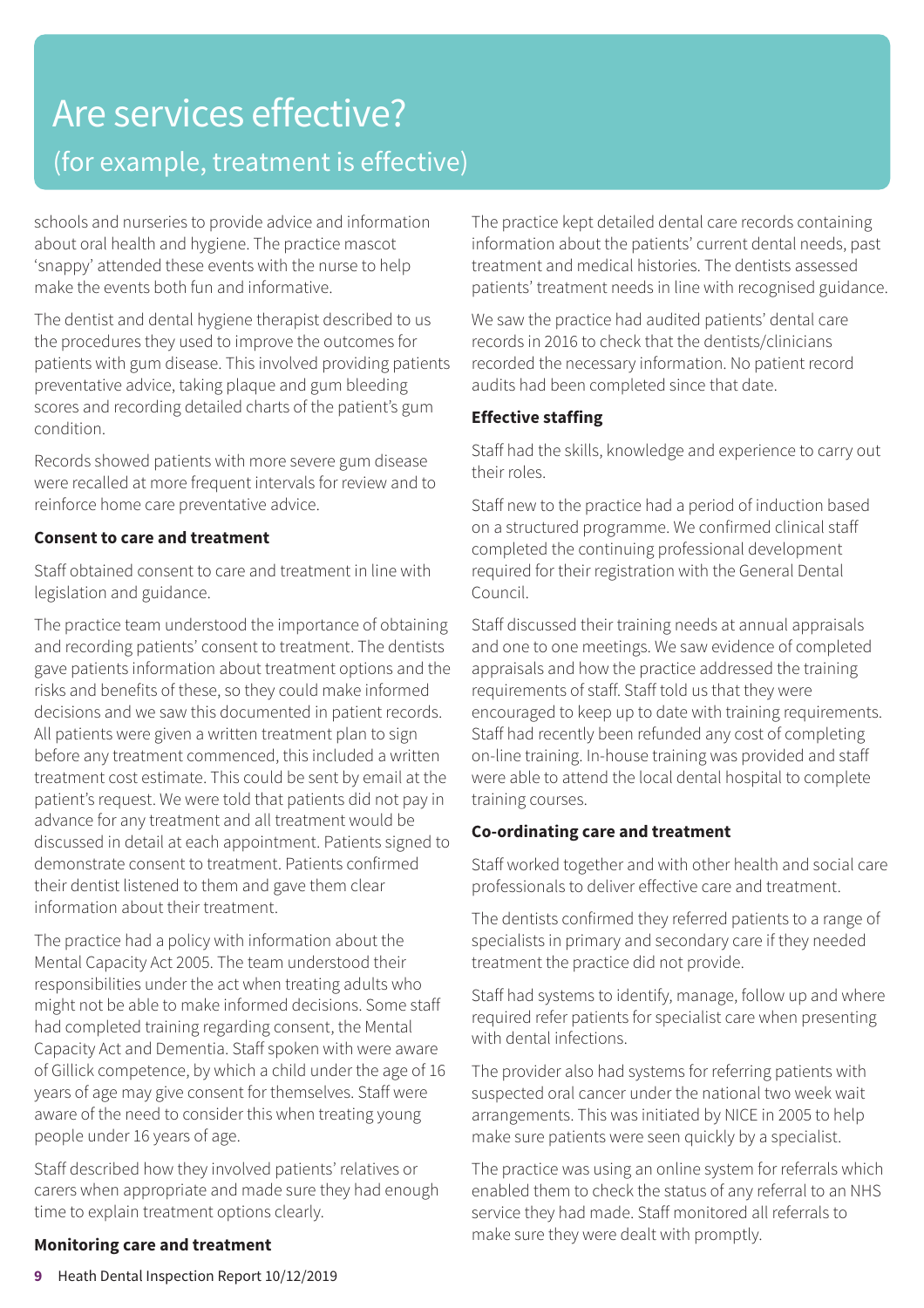# Are services effective?

## (for example, treatment is effective)

schools and nurseries to provide advice and information about oral health and hygiene. The practice mascot 'snappy' attended these events with the nurse to help make the events both fun and informative.

The dentist and dental hygiene therapist described to us the procedures they used to improve the outcomes for patients with gum disease. This involved providing patients preventative advice, taking plaque and gum bleeding scores and recording detailed charts of the patient's gum condition.

Records showed patients with more severe gum disease were recalled at more frequent intervals for review and to reinforce home care preventative advice.

**Consent to care and treatment**

Staff obtained consent to care and treatment in line with legislation and guidance.

The practice team understood the importance of obtaining and recording patients' consent to treatment. The dentists gave patients information about treatment options and the risks and benefits of these, so they could make informed decisions and we saw this documented in patient records. All patients were given a written treatment plan to sign before any treatment commenced, this included a written treatment cost estimate. This could be sent by email at the patient's request. We were told that patients did not pay in advance for any treatment and all treatment would be discussed in detail at each appointment. Patients signed to demonstrate consent to treatment. Patients confirmed their dentist listened to them and gave them clear information about their treatment.

The practice had a policy with information about the Mental Capacity Act 2005. The team understood their responsibilities under the act when treating adults who might not be able to make informed decisions. Some staff had completed training regarding consent, the Mental Capacity Act and Dementia. Staff spoken with were aware of Gillick competence, by which a child under the age of 16 years of age may give consent for themselves. Staff were aware of the need to consider this when treating young people under 16 years of age.

Staff described how they involved patients' relatives or carers when appropriate and made sure they had enough time to explain treatment options clearly.

**Monitoring care and treatment**

The practice kept detailed dental care records containing information about the patients' current dental needs, past treatment and medical histories. The dentists assessed patients' treatment needs in line with recognised guidance.

We saw the practice had audited patients' dental care records in 2016 to check that the dentists/clinicians recorded the necessary information. No patient record audits had been completed since that date.

**Effective staffing**

Staff had the skills, knowledge and experience to carry out their roles.

Staff new to the practice had a period of induction based on a structured programme. We confirmed clinical staff completed the continuing professional development required for their registration with the General Dental Council.

Staff discussed their training needs at annual appraisals and one to one meetings. We saw evidence of completed appraisals and how the practice addressed the training requirements of staff. Staff told us that they were encouraged to keep up to date with training requirements. Staff had recently been refunded any cost of completing on-line training. In-house training was provided and staff were able to attend the local dental hospital to complete training courses.

**Co-ordinating care and treatment**

Staff worked together and with other health and social care professionals to deliver effective care and treatment.

The dentists confirmed they referred patients to a range of specialists in primary and secondary care if they needed treatment the practice did not provide.

Staff had systems to identify, manage, follow up and where required refer patients for specialist care when presenting with dental infections.

The provider also had systems for referring patients with suspected oral cancer under the national two week wait arrangements. This was initiated by NICE in 2005 to help make sure patients were seen quickly by a specialist.

The practice was using an online system for referrals which enabled them to check the status of any referral to an NHS service they had made. Staff monitored all referrals to make sure they were dealt with promptly.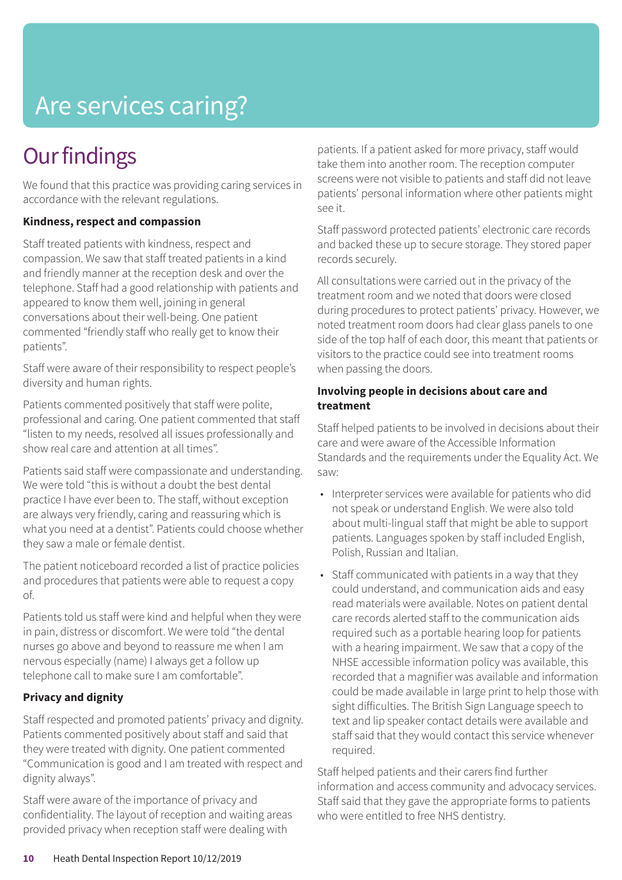# Are services caring?

## Our findings

We found that this practice was providing caring services in accordance with the relevant regulations.

**Kindness, respect and compassion**

Staff treated patients with kindness, respect and compassion. We saw that staff treated patients in a kind and friendly manner at the reception desk and over the telephone. Staff had a good relationship with patients and appeared to know them well, joining in general conversations about their well-being. One patient commented "friendly staff who really get to know their patients".

Staff were aware of their responsibility to respect people's diversity and human rights.

Patients commented positively that staff were polite, professional and caring. One patient commented that staff "listen to my needs, resolved all issues professionally and show real care and attention at all times".

Patients said staff were compassionate and understanding. We were told "this is without a doubt the best dental practice I have ever been to. The staff, without exception are always very friendly, caring and reassuring which is what you need at a dentist". Patients could choose whether they saw a male or female dentist.

The patient noticeboard recorded a list of practice policies and procedures that patients were able to request a copy of.

Patients told us staff were kind and helpful when they were in pain, distress or discomfort. We were told "the dental nurses go above and beyond to reassure me when I am nervous especially (name) I always get a follow up telephone call to make sure I am comfortable".

**Privacy and dignity**

Staff respected and promoted patients' privacy and dignity. Patients commented positively about staff and said that they were treated with dignity. One patient commented "Communication is good and I am treated with respect and dignity always".

Staff were aware of the importance of privacy and confidentiality. The layout of reception and waiting areas provided privacy when reception staff were dealing with patients. If a patient asked for more privacy, staff would take them into another room. The reception computer screens were not visible to patients and staff did not leave patients' personal information where other patients might see it.

Staff password protected patients' electronic care records and backed these up to secure storage. They stored paper records securely.

All consultations were carried out in the privacy of the treatment room and we noted that doors were closed during procedures to protect patients' privacy. However, we noted treatment room doors had clear glass panels to one side of the top half of each door, this meant that patients or visitors to the practice could see into treatment rooms when passing the doors.

**Involving people in decisions about care and treatment**

Staff helped patients to be involved in decisions about their care and were aware of the Accessible Information Standards and the requirements under the Equality Act. We saw:

- Interpreter services were available for patients who did not speak or understand English. We were also told about multi-lingual staff that might be able to support patients. Languages spoken by staff included English, Polish, Russian and Italian.
- Staff communicated with patients in a way that they could understand, and communication aids and easy read materials were available. Notes on patient dental care records alerted staff to the communication aids required such as a portable hearing loop for patients with a hearing impairment. We saw that a copy of the NHSE accessible information policy was available, this recorded that a magnifier was available and information could be made available in large print to help those with sight difficulties. The British Sign Language speech to text and lip speaker contact details were available and staff said that they would contact this service whenever required.

Staff helped patients and their carers find further information and access community and advocacy services. Staff said that they gave the appropriate forms to patients who were entitled to free NHS dentistry.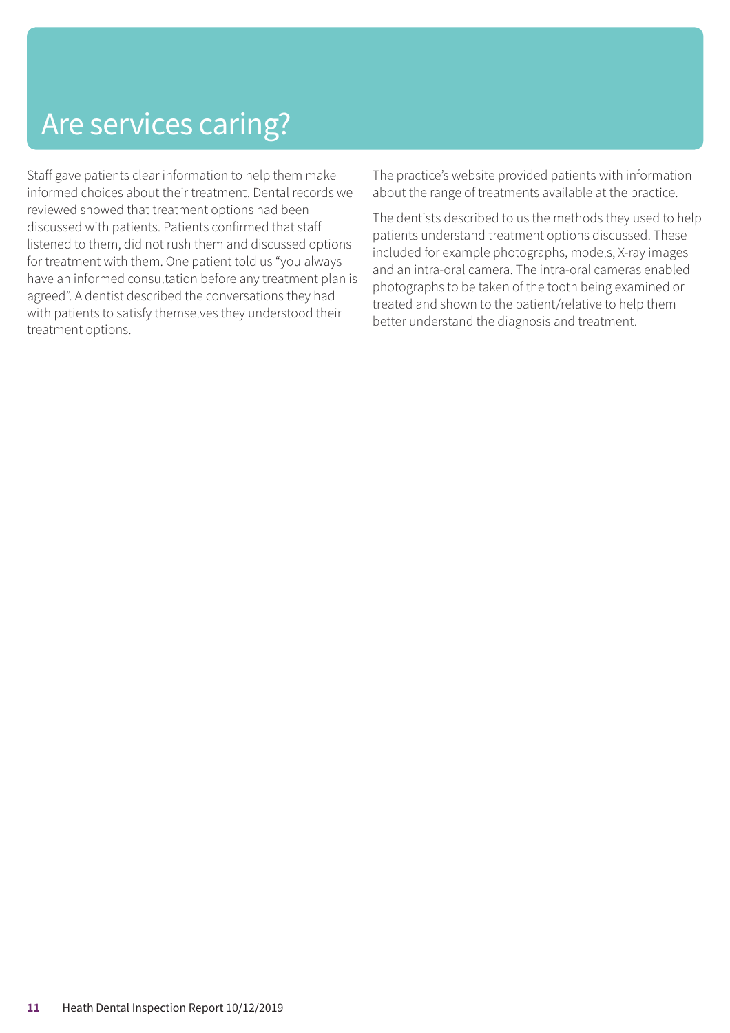# Are services caring?

Staff gave patients clear information to help them make informed choices about their treatment. Dental records we reviewed showed that treatment options had been discussed with patients. Patients confirmed that staff listened to them, did not rush them and discussed options for treatment with them. One patient told us "you always have an informed consultation before any treatment plan is agreed". A dentist described the conversations they had with patients to satisfy themselves they understood their treatment options.

The practice's website provided patients with information about the range of treatments available at the practice.

The dentists described to us the methods they used to help patients understand treatment options discussed. These included for example photographs, models, X-ray images and an intra-oral camera. The intra-oral cameras enabled photographs to be taken of the tooth being examined or treated and shown to the patient/relative to help them better understand the diagnosis and treatment.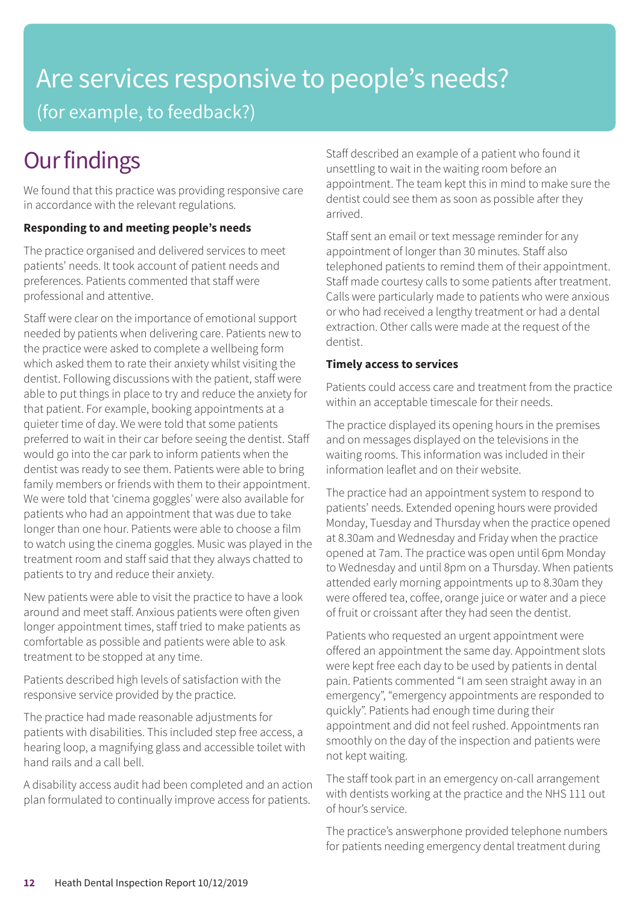# Are services responsive to people's needs?

(for example, to feedback?)

## Our findings

We found that this practice was providing responsive care in accordance with the relevant regulations.

**Responding to and meeting people's needs**

The practice organised and delivered services to meet patients' needs. It took account of patient needs and preferences. Patients commented that staff were professional and attentive.

Staff were clear on the importance of emotional support needed by patients when delivering care. Patients new to the practice were asked to complete a wellbeing form which asked them to rate their anxiety whilst visiting the dentist. Following discussions with the patient, staff were able to put things in place to try and reduce the anxiety for that patient. For example, booking appointments at a quieter time of day. We were told that some patients preferred to wait in their car before seeing the dentist. Staff would go into the car park to inform patients when the dentist was ready to see them. Patients were able to bring family members or friends with them to their appointment. We were told that 'cinema goggles' were also available for patients who had an appointment that was due to take longer than one hour. Patients were able to choose a film to watch using the cinema goggles. Music was played in the treatment room and staff said that they always chatted to patients to try and reduce their anxiety.

New patients were able to visit the practice to have a look around and meet staff. Anxious patients were often given longer appointment times, staff tried to make patients as comfortable as possible and patients were able to ask treatment to be stopped at any time.

Patients described high levels of satisfaction with the responsive service provided by the practice.

The practice had made reasonable adjustments for patients with disabilities. This included step free access, a hearing loop, a magnifying glass and accessible toilet with hand rails and a call bell.

A disability access audit had been completed and an action plan formulated to continually improve access for patients.

Staff described an example of a patient who found it unsettling to wait in the waiting room before an appointment. The team kept this in mind to make sure the dentist could see them as soon as possible after they arrived.

Staff sent an email or text message reminder for any appointment of longer than 30 minutes. Staff also telephoned patients to remind them of their appointment. Staff made courtesy calls to some patients after treatment. Calls were particularly made to patients who were anxious or who had received a lengthy treatment or had a dental extraction. Other calls were made at the request of the dentist.

**Timely access to services**

Patients could access care and treatment from the practice within an acceptable timescale for their needs.

The practice displayed its opening hours in the premises and on messages displayed on the televisions in the waiting rooms. This information was included in their information leaflet and on their website.

The practice had an appointment system to respond to patients' needs. Extended opening hours were provided Monday, Tuesday and Thursday when the practice opened at 8.30am and Wednesday and Friday when the practice opened at 7am. The practice was open until 6pm Monday to Wednesday and until 8pm on a Thursday. When patients attended early morning appointments up to 8.30am they were offered tea, coffee, orange juice or water and a piece of fruit or croissant after they had seen the dentist.

Patients who requested an urgent appointment were offered an appointment the same day. Appointment slots were kept free each day to be used by patients in dental pain. Patients commented "I am seen straight away in an emergency", "emergency appointments are responded to quickly". Patients had enough time during their appointment and did not feel rushed. Appointments ran smoothly on the day of the inspection and patients were not kept waiting.

The staff took part in an emergency on-call arrangement with dentists working at the practice and the NHS 111 out of hour's service.

The practice's answerphone provided telephone numbers for patients needing emergency dental treatment during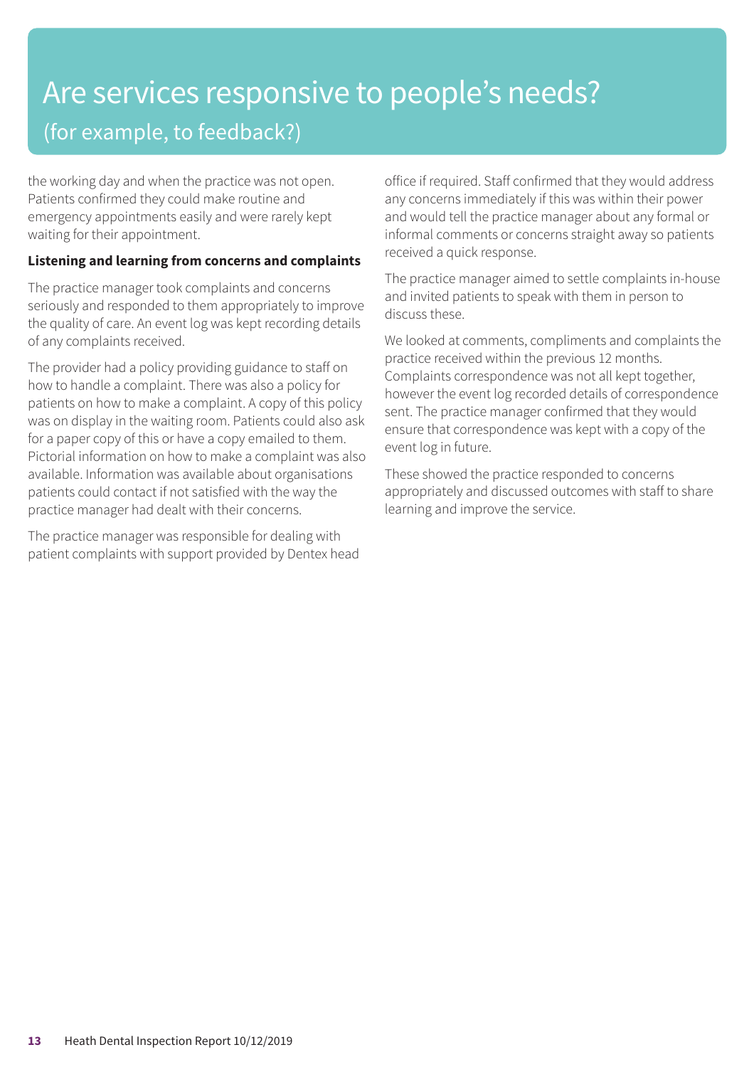# Are services responsive to people's needs?

## (for example, to feedback?)

the working day and when the practice was not open. Patients confirmed they could make routine and emergency appointments easily and were rarely kept waiting for their appointment.

**Listening and learning from concerns and complaints**

The practice manager took complaints and concerns seriously and responded to them appropriately to improve the quality of care. An event log was kept recording details of any complaints received.

The provider had a policy providing guidance to staff on how to handle a complaint. There was also a policy for patients on how to make a complaint. A copy of this policy was on display in the waiting room. Patients could also ask for a paper copy of this or have a copy emailed to them. Pictorial information on how to make a complaint was also available. Information was available about organisations patients could contact if not satisfied with the way the practice manager had dealt with their concerns.

The practice manager was responsible for dealing with patient complaints with support provided by Dentex head office if required. Staff confirmed that they would address any concerns immediately if this was within their power and would tell the practice manager about any formal or informal comments or concerns straight away so patients received a quick response.

The practice manager aimed to settle complaints in-house and invited patients to speak with them in person to discuss these.

We looked at comments, compliments and complaints the practice received within the previous 12 months. Complaints correspondence was not all kept together, however the event log recorded details of correspondence sent. The practice manager confirmed that they would ensure that correspondence was kept with a copy of the event log in future.

These showed the practice responded to concerns appropriately and discussed outcomes with staff to share learning and improve the service.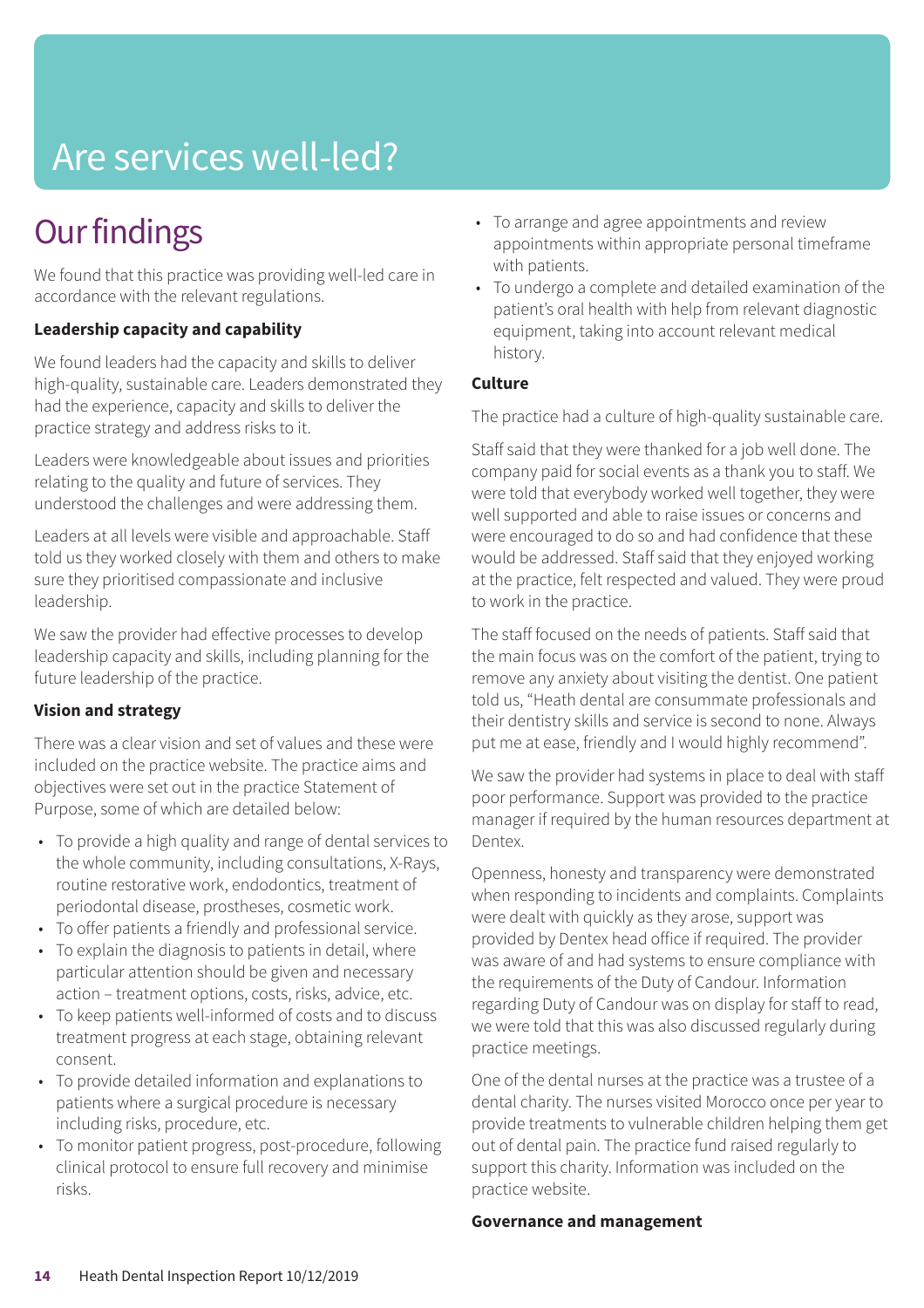# Are services well-led?

## Our findings

We found that this practice was providing well-led care in accordance with the relevant regulations.

**Leadership capacity and capability**

We found leaders had the capacity and skills to deliver high-quality, sustainable care. Leaders demonstrated they had the experience, capacity and skills to deliver the practice strategy and address risks to it.

Leaders were knowledgeable about issues and priorities relating to the quality and future of services. They understood the challenges and were addressing them.

Leaders at all levels were visible and approachable. Staff told us they worked closely with them and others to make sure they prioritised compassionate and inclusive leadership.

We saw the provider had effective processes to develop leadership capacity and skills, including planning for the future leadership of the practice.

**Vision and strategy**

There was a clear vision and set of values and these were included on the practice website. The practice aims and objectives were set out in the practice Statement of Purpose, some of which are detailed below:

- To provide a high quality and range of dental services to the whole community, including consultations, X-Rays, routine restorative work, endodontics, treatment of periodontal disease, prostheses, cosmetic work.
- To offer patients a friendly and professional service.
- To explain the diagnosis to patients in detail, where particular attention should be given and necessary action – treatment options, costs, risks, advice, etc.
- To keep patients well-informed of costs and to discuss treatment progress at each stage, obtaining relevant consent.
- To provide detailed information and explanations to patients where a surgical procedure is necessary including risks, procedure, etc.
- To monitor patient progress, post-procedure, following clinical protocol to ensure full recovery and minimise risks.
- To arrange and agree appointments and review appointments within appropriate personal timeframe with patients.
- To undergo a complete and detailed examination of the patient's oral health with help from relevant diagnostic equipment, taking into account relevant medical history.

**Culture**

The practice had a culture of high-quality sustainable care.

Staff said that they were thanked for a job well done. The company paid for social events as a thank you to staff. We were told that everybody worked well together, they were well supported and able to raise issues or concerns and were encouraged to do so and had confidence that these would be addressed. Staff said that they enjoyed working at the practice, felt respected and valued. They were proud to work in the practice.

The staff focused on the needs of patients. Staff said that the main focus was on the comfort of the patient, trying to remove any anxiety about visiting the dentist. One patient told us, "Heath dental are consummate professionals and their dentistry skills and service is second to none. Always put me at ease, friendly and I would highly recommend".

We saw the provider had systems in place to deal with staff poor performance. Support was provided to the practice manager if required by the human resources department at Dentex.

Openness, honesty and transparency were demonstrated when responding to incidents and complaints. Complaints were dealt with quickly as they arose, support was provided by Dentex head office if required. The provider was aware of and had systems to ensure compliance with the requirements of the Duty of Candour. Information regarding Duty of Candour was on display for staff to read, we were told that this was also discussed regularly during practice meetings.

One of the dental nurses at the practice was a trustee of a dental charity. The nurses visited Morocco once per year to provide treatments to vulnerable children helping them get out of dental pain. The practice fund raised regularly to support this charity. Information was included on the practice website.

**Governance and management**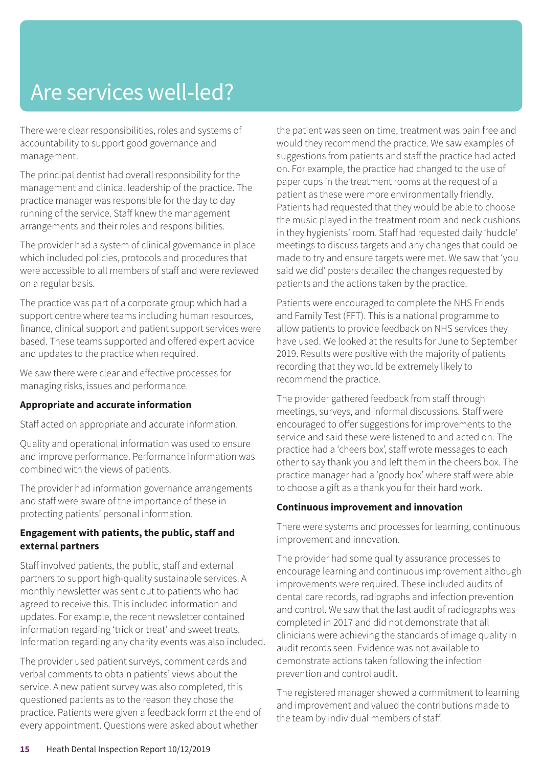# Are services well-led?

There were clear responsibilities, roles and systems of accountability to support good governance and management.

The principal dentist had overall responsibility for the management and clinical leadership of the practice. The practice manager was responsible for the day to day running of the service. Staff knew the management arrangements and their roles and responsibilities.

The provider had a system of clinical governance in place which included policies, protocols and procedures that were accessible to all members of staff and were reviewed on a regular basis.

The practice was part of a corporate group which had a support centre where teams including human resources, finance, clinical support and patient support services were based. These teams supported and offered expert advice and updates to the practice when required.

We saw there were clear and effective processes for managing risks, issues and performance.

**Appropriate and accurate information**

Staff acted on appropriate and accurate information.

Quality and operational information was used to ensure and improve performance. Performance information was combined with the views of patients.

The provider had information governance arrangements and staff were aware of the importance of these in protecting patients' personal information.

**Engagement with patients, the public, staff and external partners**

Staff involved patients, the public, staff and external partners to support high-quality sustainable services. A monthly newsletter was sent out to patients who had agreed to receive this. This included information and updates. For example, the recent newsletter contained information regarding 'trick or treat' and sweet treats. Information regarding any charity events was also included.

The provider used patient surveys, comment cards and verbal comments to obtain patients' views about the service. A new patient survey was also completed, this questioned patients as to the reason they chose the practice. Patients were given a feedback form at the end of every appointment. Questions were asked about whether the patient was seen on time, treatment was pain free and would they recommend the practice. We saw examples of suggestions from patients and staff the practice had acted on. For example, the practice had changed to the use of paper cups in the treatment rooms at the request of a patient as these were more environmentally friendly. Patients had requested that they would be able to choose the music played in the treatment room and neck cushions in they hygienists' room. Staff had requested daily 'huddle' meetings to discuss targets and any changes that could be made to try and ensure targets were met. We saw that 'you said we did' posters detailed the changes requested by patients and the actions taken by the practice.

Patients were encouraged to complete the NHS Friends and Family Test (FFT). This is a national programme to allow patients to provide feedback on NHS services they have used. We looked at the results for June to September 2019. Results were positive with the majority of patients recording that they would be extremely likely to recommend the practice.

The provider gathered feedback from staff through meetings, surveys, and informal discussions. Staff were encouraged to offer suggestions for improvements to the service and said these were listened to and acted on. The practice had a 'cheers box', staff wrote messages to each other to say thank you and left them in the cheers box. The practice manager had a 'goody box' where staff were able to choose a gift as a thank you for their hard work.

**Continuous improvement and innovation**

There were systems and processes for learning, continuous improvement and innovation.

The provider had some quality assurance processes to encourage learning and continuous improvement although improvements were required. These included audits of dental care records, radiographs and infection prevention and control. We saw that the last audit of radiographs was completed in 2017 and did not demonstrate that all clinicians were achieving the standards of image quality in audit records seen. Evidence was not available to demonstrate actions taken following the infection prevention and control audit.

The registered manager showed a commitment to learning and improvement and valued the contributions made to the team by individual members of staff.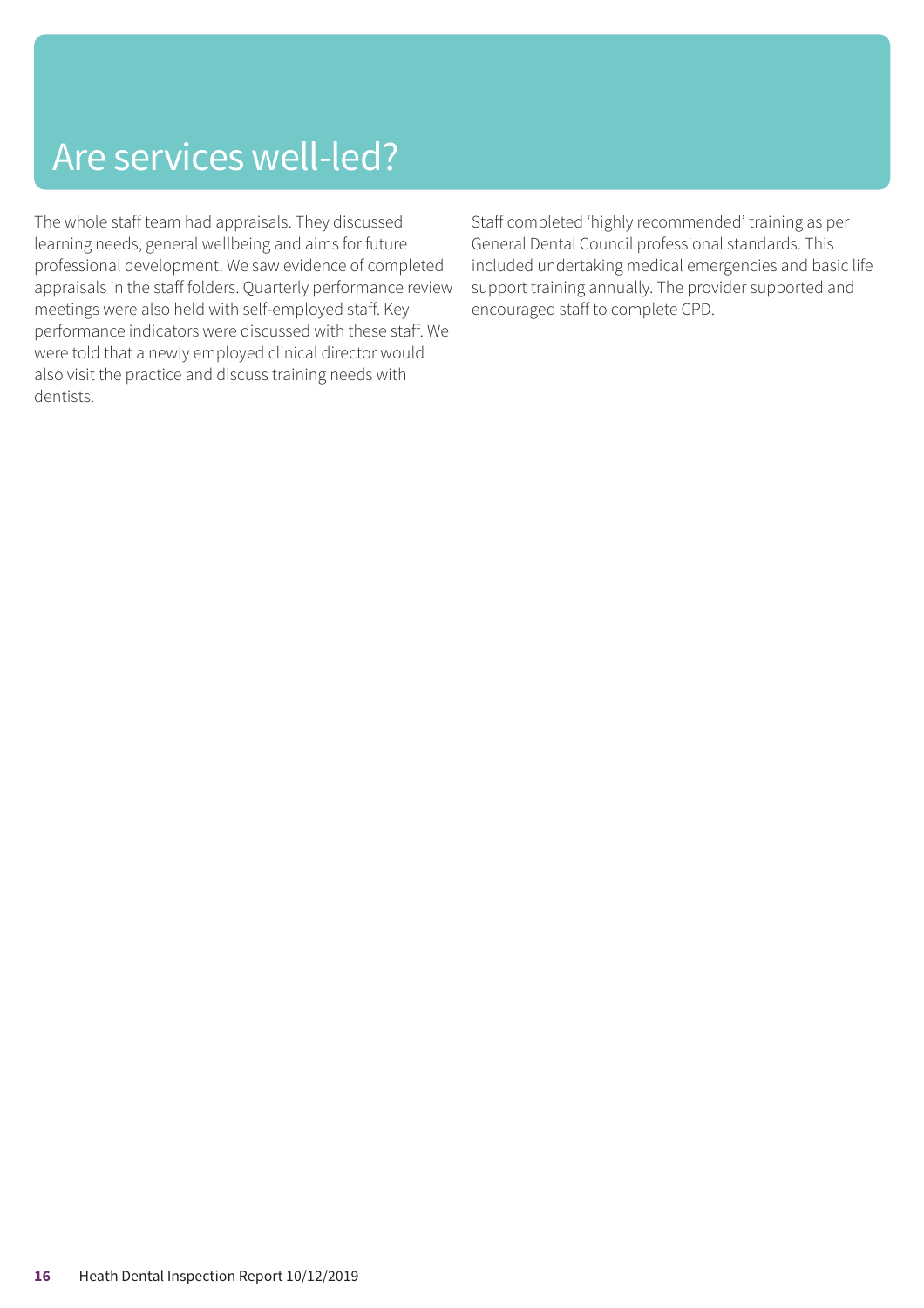# Are services well-led?

The whole staff team had appraisals. They discussed learning needs, general wellbeing and aims for future professional development. We saw evidence of completed appraisals in the staff folders. Quarterly performance review meetings were also held with self-employed staff. Key performance indicators were discussed with these staff. We were told that a newly employed clinical director would also visit the practice and discuss training needs with dentists.

Staff completed 'highly recommended' training as per General Dental Council professional standards. This included undertaking medical emergencies and basic life support training annually. The provider supported and encouraged staff to complete CPD.